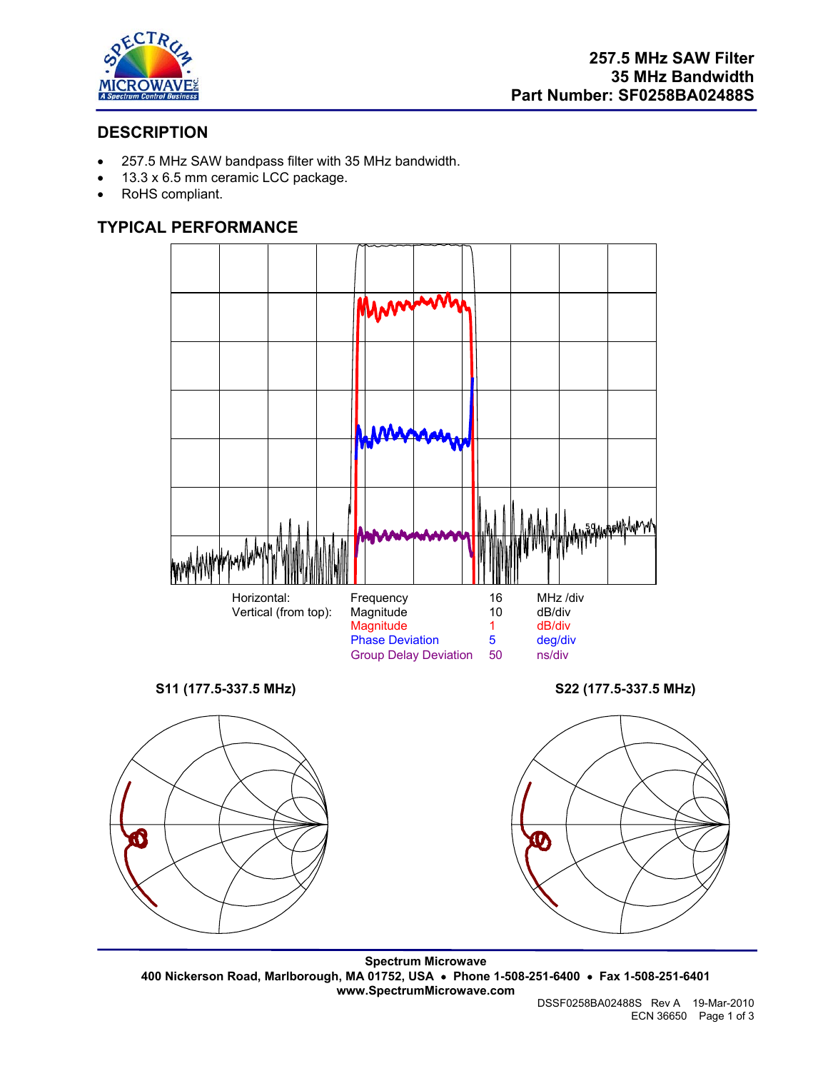# 257.5 MHz SAW Filter
# 35 MHz Bandwidth
# Part Number: SF0258BA02488S

## DESCRIPTION

- 257.5 MHz SAW bandpass filter with 35 MHz bandwidth.
- 13.3 x 6.5 mm ceramic LCC package.
- RoHS compliant.

## TYPICAL PERFORMANCE

| | | | |
|---|---|---|---|
| Horizontal: | Frequency | 16 | MHz /div |
| Vertical (from top): | Magnitude | 10 | dB/div |
| | Magnitude | 1 | dB/div |
| | Phase Deviation | 5 | deg/div |
| | Group Delay Deviation | 50 | ns/div |

**S11 (177.5-337.5 MHz)**

**S22 (177.5-337.5 MHz)**

**Spectrum Microwave**
**400 Nickerson Road, Marlborough, MA 01752, USA • Phone 1-508-251-6400 • Fax 1-508-251-6401**
**www.SpectrumMicrowave.com**

DSSF0258BA02488S Rev A 19-Mar-2010
ECN 36650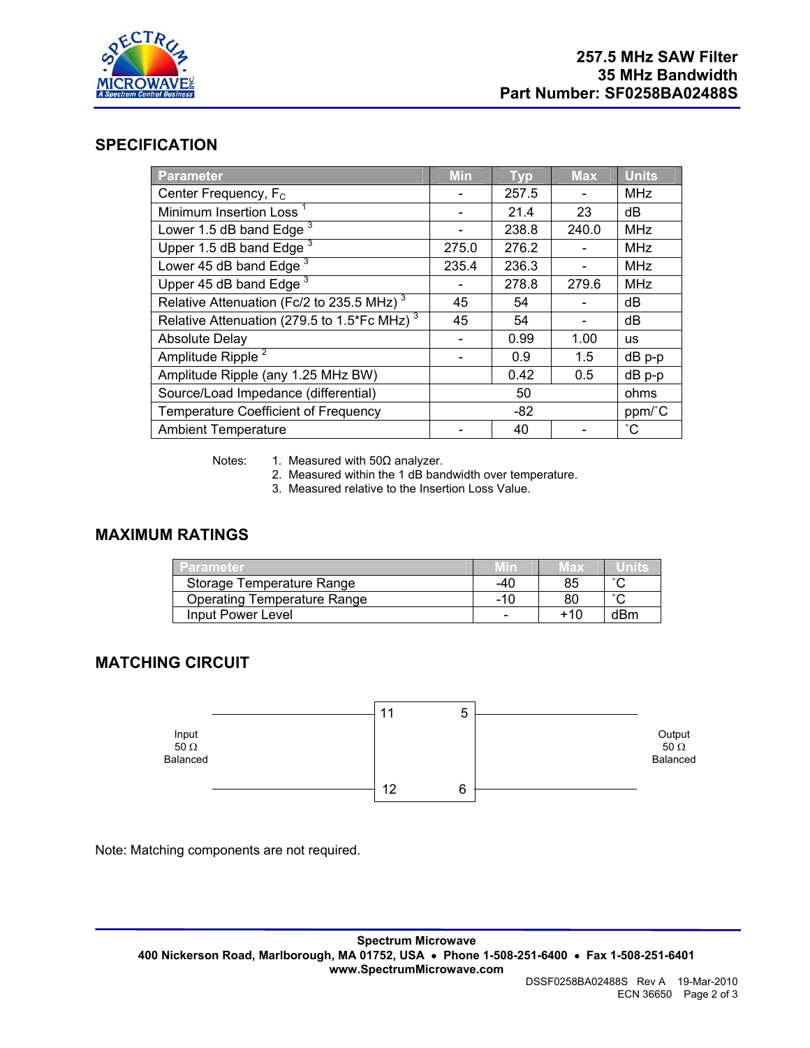# 257.5 MHz SAW Filter
# 35 MHz Bandwidth
# Part Number: SF0258BA02488S

## SPECIFICATION

| Parameter | Min | Typ | Max | Units |
|---|---|---|---|---|
| Center Frequency, $F_C$ | - | 257.5 | - | MHz |
| Minimum Insertion Loss [1] | - | 21.4 | 23 | dB |
| Lower 1.5 dB band Edge [3] | - | 238.8 | 240.0 | MHz |
| Upper 1.5 dB band Edge [3] | 275.0 | 276.2 | - | MHz |
| Lower 45 dB band Edge [3] | 235.4 | 236.3 | - | MHz |
| Upper 45 dB band Edge [3] | - | 278.8 | 279.6 | MHz |
| Relative Attenuation (Fc/2 to 235.5 MHz) [3] | 45 | 54 | - | dB |
| Relative Attenuation (279.5 to 1.5*Fc MHz) [3] | 45 | 54 | - | dB |
| Absolute Delay | - | 0.99 | 1.00 | us |
| Amplitude Ripple [2] | - | 0.9 | 1.5 | dB p-p |
| Amplitude Ripple (any 1.25 MHz BW) | | 0.42 | 0.5 | dB p-p |
| Source/Load Impedance (differential) | | 50 | | ohms |
| Temperature Coefficient of Frequency | | -82 | | ppm/˚C |
| Ambient Temperature | - | 40 | - | ˚C |

Notes:
1. Measured with 50Ω analyzer.
2. Measured within the 1 dB bandwidth over temperature.
3. Measured relative to the Insertion Loss Value.

## MAXIMUM RATINGS

| Parameter | Min | Max | Units |
|---|---|---|---|
| Storage Temperature Range | -40 | 85 | ˚C |
| Operating Temperature Range | -10 | 80 | ˚C |
| Input Power Level | - | +10 | dBm |

## MATCHING CIRCUIT

Input 50 Ω Balanced — pins 11, 12; Output 50 Ω Balanced — pins 5, 6

Note: Matching components are not required.

Spectrum Microwave
400 Nickerson Road, Marlborough, MA 01752, USA • Phone 1-508-251-6400 • Fax 1-508-251-6401
www.SpectrumMicrowave.com

DSSF0258BA02488S Rev A 19-Mar-2010
ECN 36650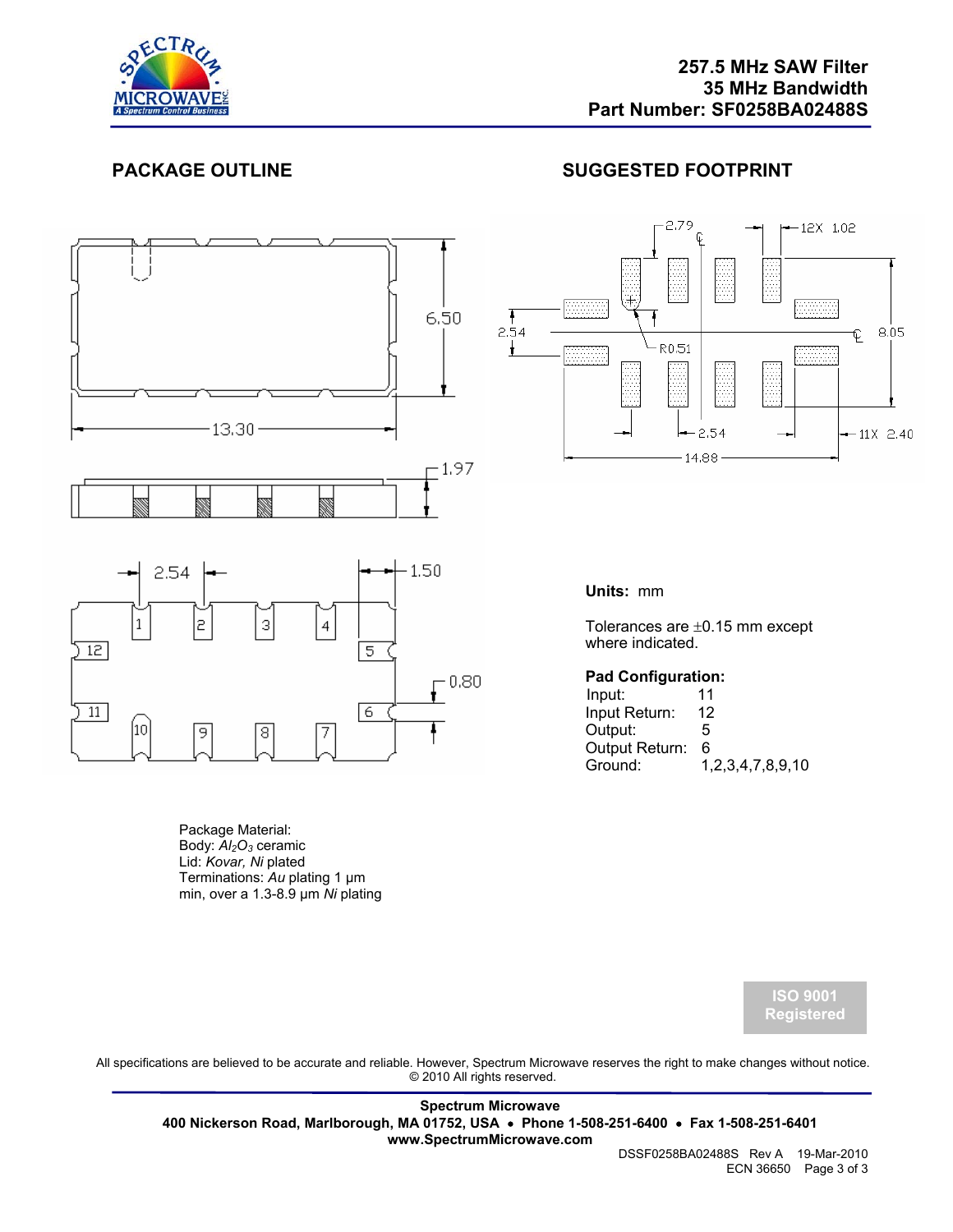# 257.5 MHz SAW Filter
# 35 MHz Bandwidth
# Part Number: SF0258BA02488S

## PACKAGE OUTLINE

6.50

13.30

1.97

2.54

1.50

0.80

1 2 3 4

12 5

11 6

10 9 8 7

## SUGGESTED FOOTPRINT

2.79

12X 1.02

2.54

R0.51

8.05

2.54

11X 2.40

14.88

**Units:** mm

Tolerances are ±0.15 mm except where indicated.

**Pad Configuration:**

| | |
|---|---|
| Input: | 11 |
| Input Return: | 12 |
| Output: | 5 |
| Output Return: | 6 |
| Ground: | 1,2,3,4,7,8,9,10 |

Package Material:
Body: $Al_2O_3$ ceramic
Lid: *Kovar, Ni* plated
Terminations: *Au* plating 1 µm min, over a 1.3-8.9 µm *Ni* plating

ISO 9001 Registered

All specifications are believed to be accurate and reliable. However, Spectrum Microwave reserves the right to make changes without notice.
© 2010 All rights reserved.

**Spectrum Microwave**
**400 Nickerson Road, Marlborough, MA 01752, USA • Phone 1-508-251-6400 • Fax 1-508-251-6401**
**www.SpectrumMicrowave.com**

DSSF0258BA02488S Rev A 19-Mar-2010
ECN 36650